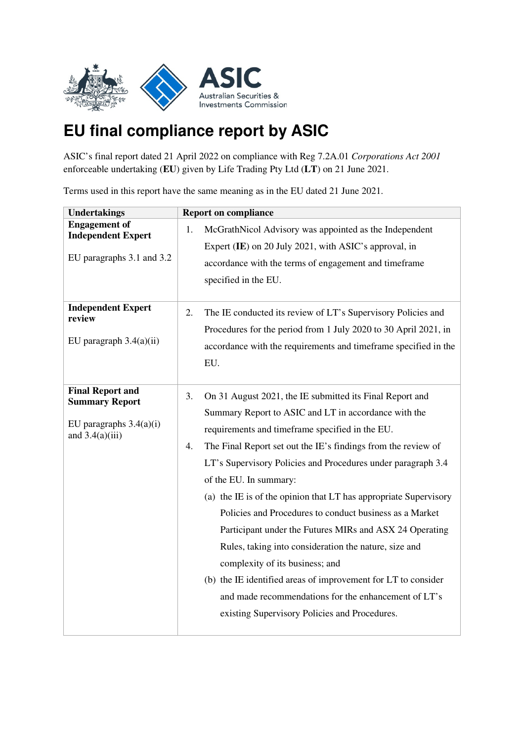# EU final compliance report by ASIC

ASIC's final report dated 21 April 2022 on compliance with Reg 7.2A.01 *Corporations Act 2001* enforceable undertaking (**EU**) given by Life Trading Pty Ltd (**LT**) on 21 June 2021.

Terms used in this report have the same meaning as in the EU dated 21 June 2021.

| Undertakings | Report on compliance |
|---|---|
| **Engagement of Independent Expert**<br><br>EU paragraphs 3.1 and 3.2 | 1. McGrathNicol Advisory was appointed as the Independent Expert (**IE**) on 20 July 2021, with ASIC's approval, in accordance with the terms of engagement and timeframe specified in the EU. |
| **Independent Expert review**<br><br>EU paragraph 3.4(a)(ii) | 2. The IE conducted its review of LT's Supervisory Policies and Procedures for the period from 1 July 2020 to 30 April 2021, in accordance with the requirements and timeframe specified in the EU. |
| **Final Report and Summary Report**<br><br>EU paragraphs 3.4(a)(i) and 3.4(a)(iii) | 3. On 31 August 2021, the IE submitted its Final Report and Summary Report to ASIC and LT in accordance with the requirements and timeframe specified in the EU.<br>4. The Final Report set out the IE's findings from the review of LT's Supervisory Policies and Procedures under paragraph 3.4 of the EU. In summary:<br>(a) the IE is of the opinion that LT has appropriate Supervisory Policies and Procedures to conduct business as a Market Participant under the Futures MIRs and ASX 24 Operating Rules, taking into consideration the nature, size and complexity of its business; and<br>(b) the IE identified areas of improvement for LT to consider and made recommendations for the enhancement of LT's existing Supervisory Policies and Procedures. |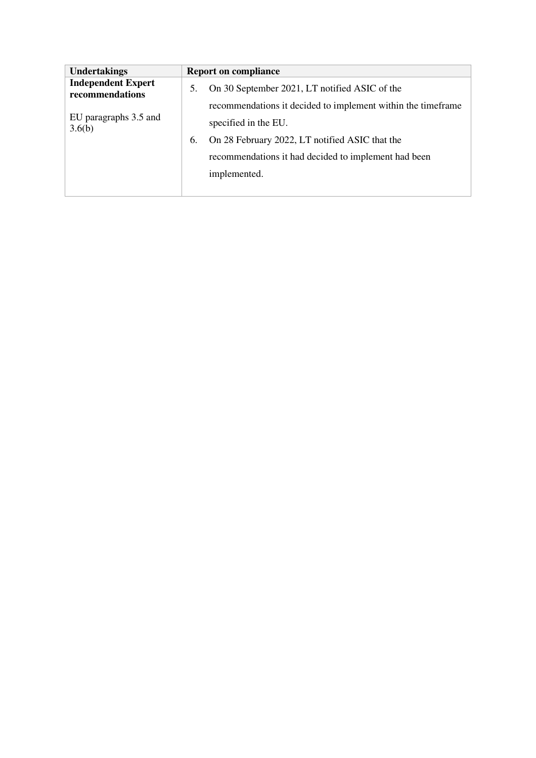| Undertakings | Report on compliance |
|---|---|
| **Independent Expert recommendations**<br><br>EU paragraphs 3.5 and 3.6(b) | 5. On 30 September 2021, LT notified ASIC of the recommendations it decided to implement within the timeframe specified in the EU.<br>6. On 28 February 2022, LT notified ASIC that the recommendations it had decided to implement had been implemented. |